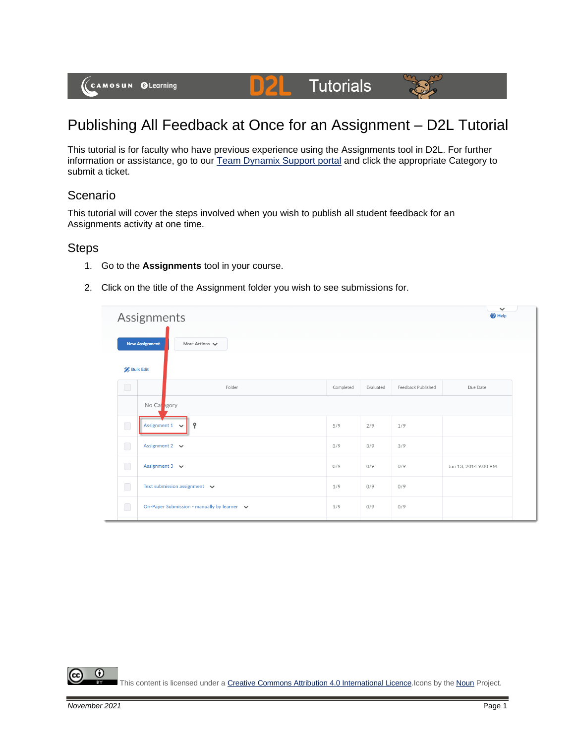# Publishing All Feedback at Once for an Assignment – D2L Tutorial

This tutorial is for faculty who have previous experience using the Assignments tool in D2L. For further information or assistance, go to our Team Dynamix Support portal and click the appropriate Category to submit a ticket.

## Scenario

This tutorial will cover the steps involved when you wish to publish all student feedback for an Assignments activity at one time.

## Steps

1. Go to the **Assignments** tool in your course.
2. Click on the title of the Assignment folder you wish to see submissions for.

This content is licensed under a Creative Commons Attribution 4.0 International Licence. Icons by the Noun Project.

*November 2021*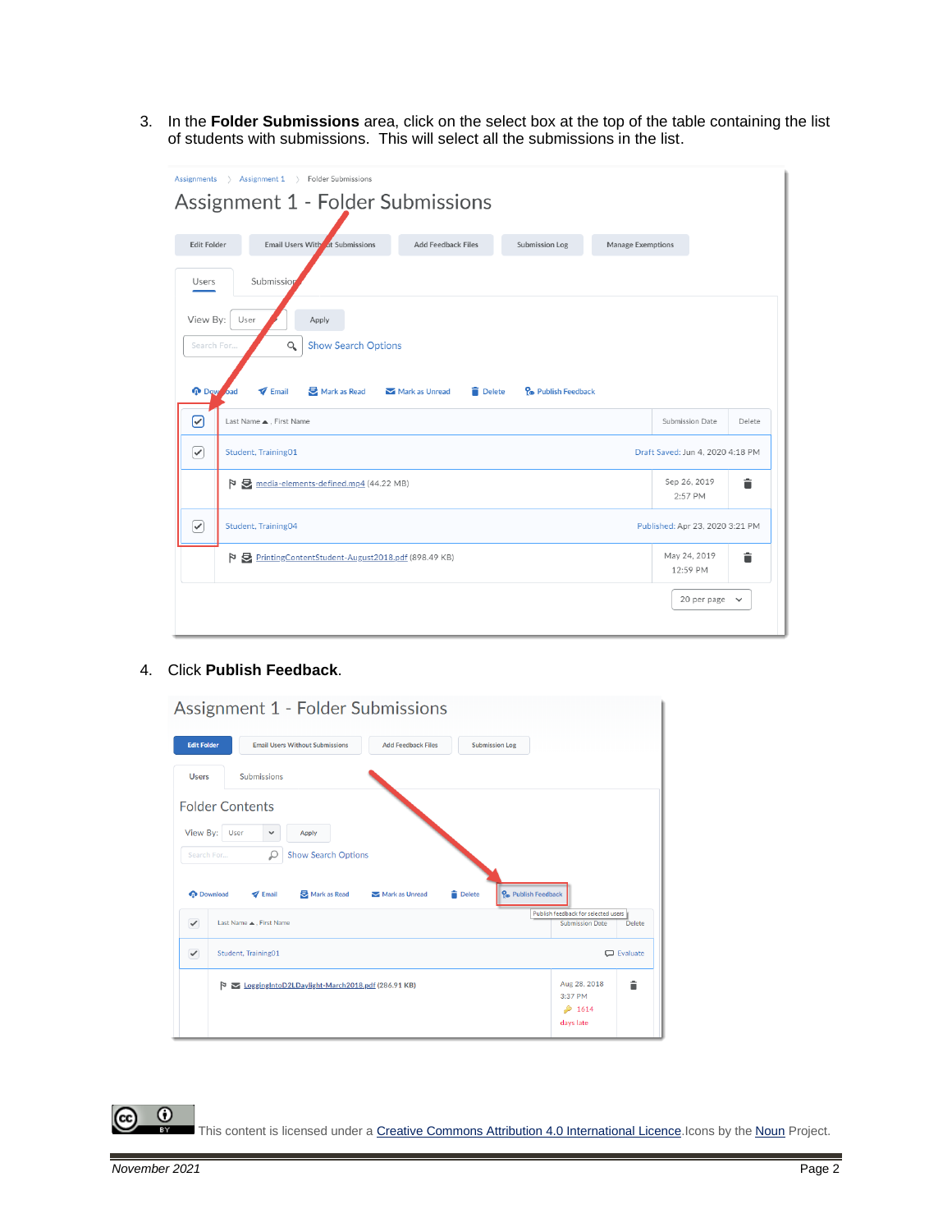3. In the **Folder Submissions** area, click on the select box at the top of the table containing the list of students with submissions. This will select all the submissions in the list.

4. Click **Publish Feedback**.

This content is licensed under a Creative Commons Attribution 4.0 International Licence. Icons by the Noun Project.

*November 2021*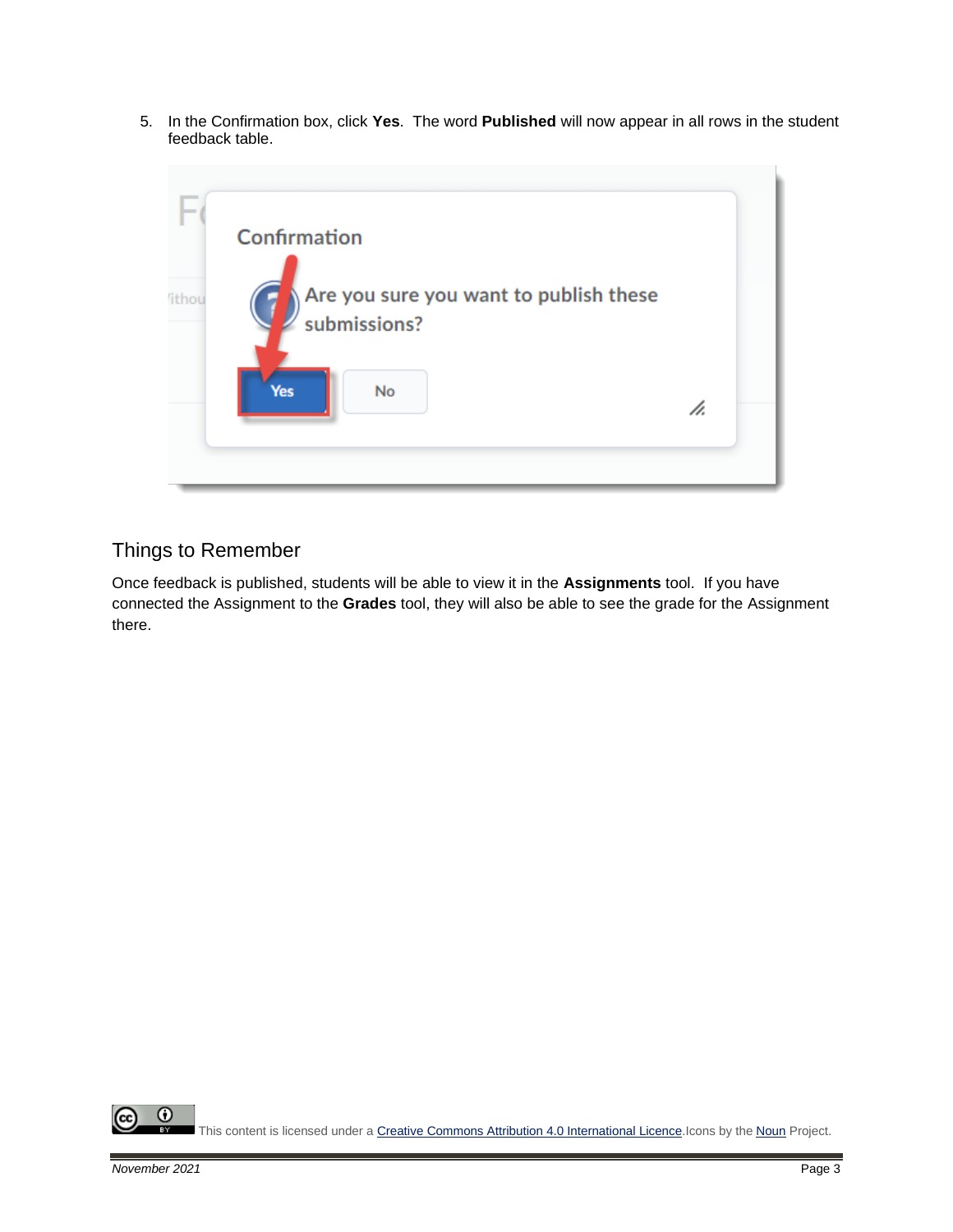5. In the Confirmation box, click **Yes**. The word **Published** will now appear in all rows in the student feedback table.

## Things to Remember

Once feedback is published, students will be able to view it in the **Assignments** tool. If you have connected the Assignment to the **Grades** tool, they will also be able to see the grade for the Assignment there.

This content is licensed under a Creative Commons Attribution 4.0 International Licence. Icons by the Noun Project.

*November 2021*